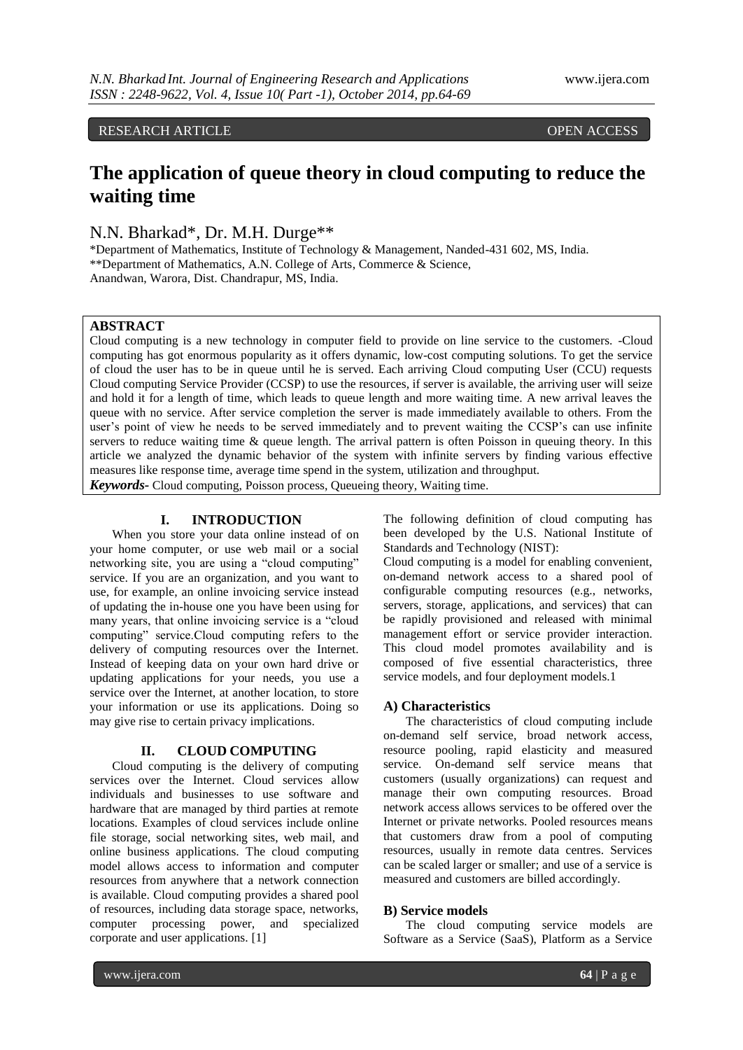RESEARCH ARTICLE OPEN ACCESS

# The application of queue theory in cloud computing to reduce the waiting time

N.N. Bharkad*, Dr. M.H. Durge**

*Department of Mathematics, Institute of Technology & Management, Nanded-431 602, MS, India.
**Department of Mathematics, A.N. College of Arts, Commerce & Science, Anandwan, Warora, Dist. Chandrapur, MS, India.

## ABSTRACT

Cloud computing is a new technology in computer field to provide on line service to the customers. -Cloud computing has got enormous popularity as it offers dynamic, low-cost computing solutions. To get the service of cloud the user has to be in queue until he is served. Each arriving Cloud computing User (CCU) requests Cloud computing Service Provider (CCSP) to use the resources, if server is available, the arriving user will seize and hold it for a length of time, which leads to queue length and more waiting time. A new arrival leaves the queue with no service. After service completion the server is made immediately available to others. From the user's point of view he needs to be served immediately and to prevent waiting the CCSP's can use infinite servers to reduce waiting time & queue length. The arrival pattern is often Poisson in queuing theory. In this article we analyzed the dynamic behavior of the system with infinite servers by finding various effective measures like response time, average time spend in the system, utilization and throughput.

***Keywords-*** Cloud computing, Poisson process, Queueing theory, Waiting time.

## I. INTRODUCTION

When you store your data online instead of on your home computer, or use web mail or a social networking site, you are using a "cloud computing" service. If you are an organization, and you want to use, for example, an online invoicing service instead of updating the in-house one you have been using for many years, that online invoicing service is a "cloud computing" service.Cloud computing refers to the delivery of computing resources over the Internet. Instead of keeping data on your own hard drive or updating applications for your needs, you use a service over the Internet, at another location, to store your information or use its applications. Doing so may give rise to certain privacy implications.

## II. CLOUD COMPUTING

Cloud computing is the delivery of computing services over the Internet. Cloud services allow individuals and businesses to use software and hardware that are managed by third parties at remote locations. Examples of cloud services include online file storage, social networking sites, web mail, and online business applications. The cloud computing model allows access to information and computer resources from anywhere that a network connection is available. Cloud computing provides a shared pool of resources, including data storage space, networks, computer processing power, and specialized corporate and user applications. [1]

The following definition of cloud computing has been developed by the U.S. National Institute of Standards and Technology (NIST):

Cloud computing is a model for enabling convenient, on-demand network access to a shared pool of configurable computing resources (e.g., networks, servers, storage, applications, and services) that can be rapidly provisioned and released with minimal management effort or service provider interaction. This cloud model promotes availability and is composed of five essential characteristics, three service models, and four deployment models.1

### A) Characteristics

The characteristics of cloud computing include on-demand self service, broad network access, resource pooling, rapid elasticity and measured service. On-demand self service means that customers (usually organizations) can request and manage their own computing resources. Broad network access allows services to be offered over the Internet or private networks. Pooled resources means that customers draw from a pool of computing resources, usually in remote data centres. Services can be scaled larger or smaller; and use of a service is measured and customers are billed accordingly.

### B) Service models

The cloud computing service models are Software as a Service (SaaS), Platform as a Service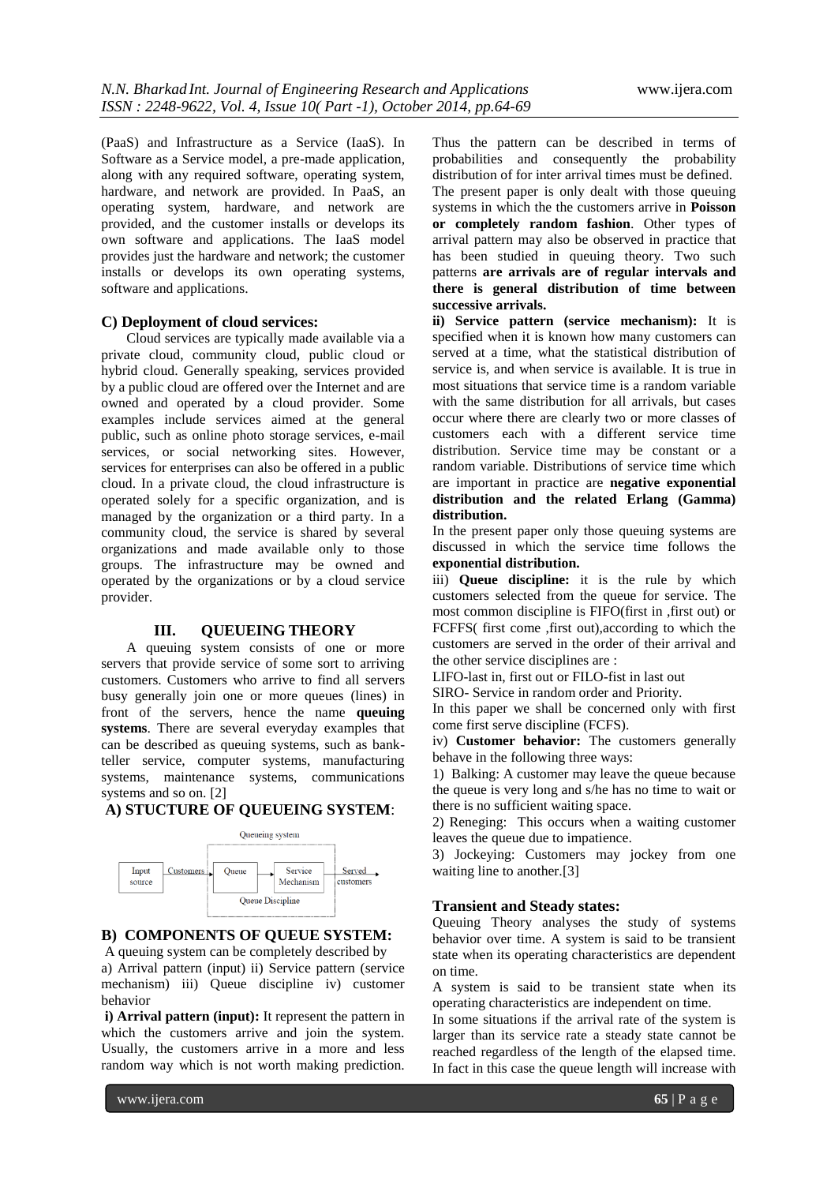(PaaS) and Infrastructure as a Service (IaaS). In Software as a Service model, a pre-made application, along with any required software, operating system, hardware, and network are provided. In PaaS, an operating system, hardware, and network are provided, and the customer installs or develops its own software and applications. The IaaS model provides just the hardware and network; the customer installs or develops its own operating systems, software and applications.

### C) Deployment of cloud services:

Cloud services are typically made available via a private cloud, community cloud, public cloud or hybrid cloud. Generally speaking, services provided by a public cloud are offered over the Internet and are owned and operated by a cloud provider. Some examples include services aimed at the general public, such as online photo storage services, e-mail services, or social networking sites. However, services for enterprises can also be offered in a public cloud. In a private cloud, the cloud infrastructure is operated solely for a specific organization, and is managed by the organization or a third party. In a community cloud, the service is shared by several organizations and made available only to those groups. The infrastructure may be owned and operated by the organizations or by a cloud service provider.

## III. QUEUEING THEORY

A queuing system consists of one or more servers that provide service of some sort to arriving customers. Customers who arrive to find all servers busy generally join one or more queues (lines) in front of the servers, hence the name **queuing systems**. There are several everyday examples that can be described as queuing systems, such as bank-teller service, computer systems, manufacturing systems, maintenance systems, communications systems and so on. [2]

### A) STUCTURE OF QUEUEING SYSTEM:

Queueing system

Input source → Customers → Queue → Service Mechanism → Served customers

Queue Discipline

### B) COMPONENTS OF QUEUE SYSTEM:

A queuing system can be completely described by a) Arrival pattern (input) ii) Service pattern (service mechanism) iii) Queue discipline iv) customer behavior

**i) Arrival pattern (input):** It represent the pattern in which the customers arrive and join the system. Usually, the customers arrive in a more and less random way which is not worth making prediction. Thus the pattern can be described in terms of probabilities and consequently the probability distribution of for inter arrival times must be defined. The present paper is only dealt with those queuing systems in which the the customers arrive in **Poisson or completely random fashion**. Other types of arrival pattern may also be observed in practice that has been studied in queuing theory. Two such patterns **are arrivals are of regular intervals and there is general distribution of time between successive arrivals.**

**ii) Service pattern (service mechanism):** It is specified when it is known how many customers can served at a time, what the statistical distribution of service is, and when service is available. It is true in most situations that service time is a random variable with the same distribution for all arrivals, but cases occur where there are clearly two or more classes of customers each with a different service time distribution. Service time may be constant or a random variable. Distributions of service time which are important in practice are **negative exponential distribution and the related Erlang (Gamma) distribution.**

In the present paper only those queuing systems are discussed in which the service time follows the **exponential distribution.**

iii) **Queue discipline:** it is the rule by which customers selected from the queue for service. The most common discipline is FIFO(first in ,first out) or FCFFS( first come ,first out),according to which the customers are served in the order of their arrival and the other service disciplines are :

LIFO-last in, first out or FILO-fist in last out

SIRO- Service in random order and Priority.

In this paper we shall be concerned only with first come first serve discipline (FCFS).

iv) **Customer behavior:** The customers generally behave in the following three ways:

1) Balking: A customer may leave the queue because the queue is very long and s/he has no time to wait or there is no sufficient waiting space.

2) Reneging: This occurs when a waiting customer leaves the queue due to impatience.

3) Jockeying: Customers may jockey from one waiting line to another.[3]

### Transient and Steady states:

Queuing Theory analyses the study of systems behavior over time. A system is said to be transient state when its operating characteristics are dependent on time.

A system is said to be transient state when its operating characteristics are independent on time.

In some situations if the arrival rate of the system is larger than its service rate a steady state cannot be reached regardless of the length of the elapsed time. In fact in this case the queue length will increase with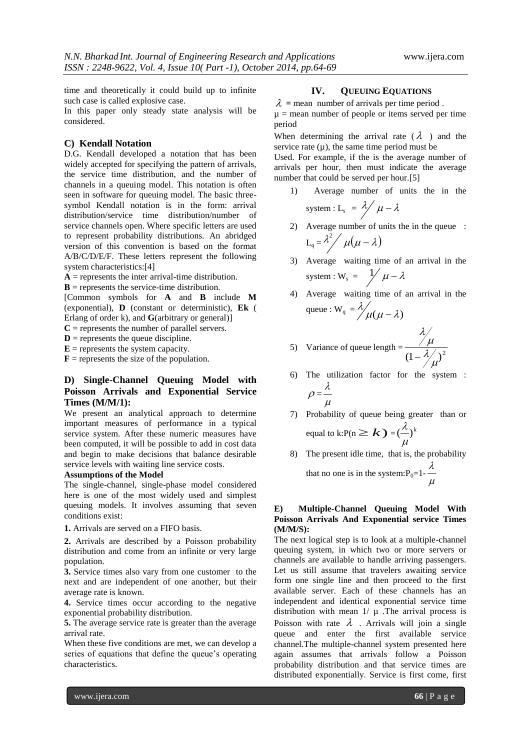time and theoretically it could build up to infinite such case is called explosive case.

In this paper only steady state analysis will be considered.

### C) Kendall Notation

D.G. Kendall developed a notation that has been widely accepted for specifying the pattern of arrivals, the service time distribution, and the number of channels in a queuing model. This notation is often seen in software for queuing model. The basic three-symbol Kendall notation is in the form: arrival distribution/service time distribution/number of service channels open. Where specific letters are used to represent probability distributions. An abridged version of this convention is based on the format A/B/C/D/E/F. These letters represent the following system characteristics:[4]

**A** = represents the inter arrival-time distribution.

**B** = represents the service-time distribution.

[Common symbols for **A** and **B** include **M** (exponential), **D** (constant or deterministic), **Ek** ( Erlang of order k), and **G**(arbitrary or general)]

**C** = represents the number of parallel servers.

**D** = represents the queue discipline.

**E** = represents the system capacity.

**F** = represents the size of the population.

### D) Single-Channel Queuing Model with Poisson Arrivals and Exponential Service Times (M/M/1):

We present an analytical approach to determine important measures of performance in a typical service system. After these numeric measures have been computed, it will be possible to add in cost data and begin to make decisions that balance desirable service levels with waiting line service costs.

**Assumptions of the Model**

The single-channel, single-phase model considered here is one of the most widely used and simplest queuing models. It involves assuming that seven conditions exist:

**1.** Arrivals are served on a FIFO basis.

**2.** Arrivals are described by a Poisson probability distribution and come from an infinite or very large population.

**3.** Service times also vary from one customer to the next and are independent of one another, but their average rate is known.

**4.** Service times occur according to the negative exponential probability distribution.

**5.** The average service rate is greater than the average arrival rate.

When these five conditions are met, we can develop a series of equations that define the queue's operating characteristics.

## IV. QUEUING EQUATIONS

$\lambda$ = mean number of arrivals per time period .

μ = mean number of people or items served per time period

When determining the arrival rate ( $\lambda$ ) and the service rate (μ), the same time period must be

Used. For example, if the is the average number of arrivals per hour, then must indicate the average number that could be served per hour.[5]

1) Average number of units the in the system : $L_s = \lambda / \mu - \lambda$
2) Average number of units the in the queue : $L_q = \lambda^2 / \mu(\mu - \lambda)$
3) Average waiting time of an arrival in the system : $W_s = 1 / \mu - \lambda$
4) Average waiting time of an arrival in the queue : $W_q = \lambda / \mu(\mu - \lambda)$
5) Variance of queue length = $\dfrac{\lambda/\mu}{(1-\lambda/\mu)^2}$
6) The utilization factor for the system : $\rho = \dfrac{\lambda}{\mu}$
7) Probability of queue being greater than or equal to k:$P(n \geq k) = (\dfrac{\lambda}{\mu})^k$
8) The present idle time, that is, the probability that no one is in the system:$P_0 = 1 - \dfrac{\lambda}{\mu}$

### E) Multiple-Channel Queuing Model With Poisson Arrivals And Exponential service Times (M/M/S):

The next logical step is to look at a multiple-channel queuing system, in which two or more servers or channels are available to handle arriving passengers. Let us still assume that travelers awaiting service form one single line and then proceed to the first available server. Each of these channels has an independent and identical exponential service time distribution with mean 1/ μ .The arrival process is Poisson with rate $\lambda$ . Arrivals will join a single queue and enter the first available service channel.The multiple-channel system presented here again assumes that arrivals follow a Poisson probability distribution and that service times are distributed exponentially. Service is first come, first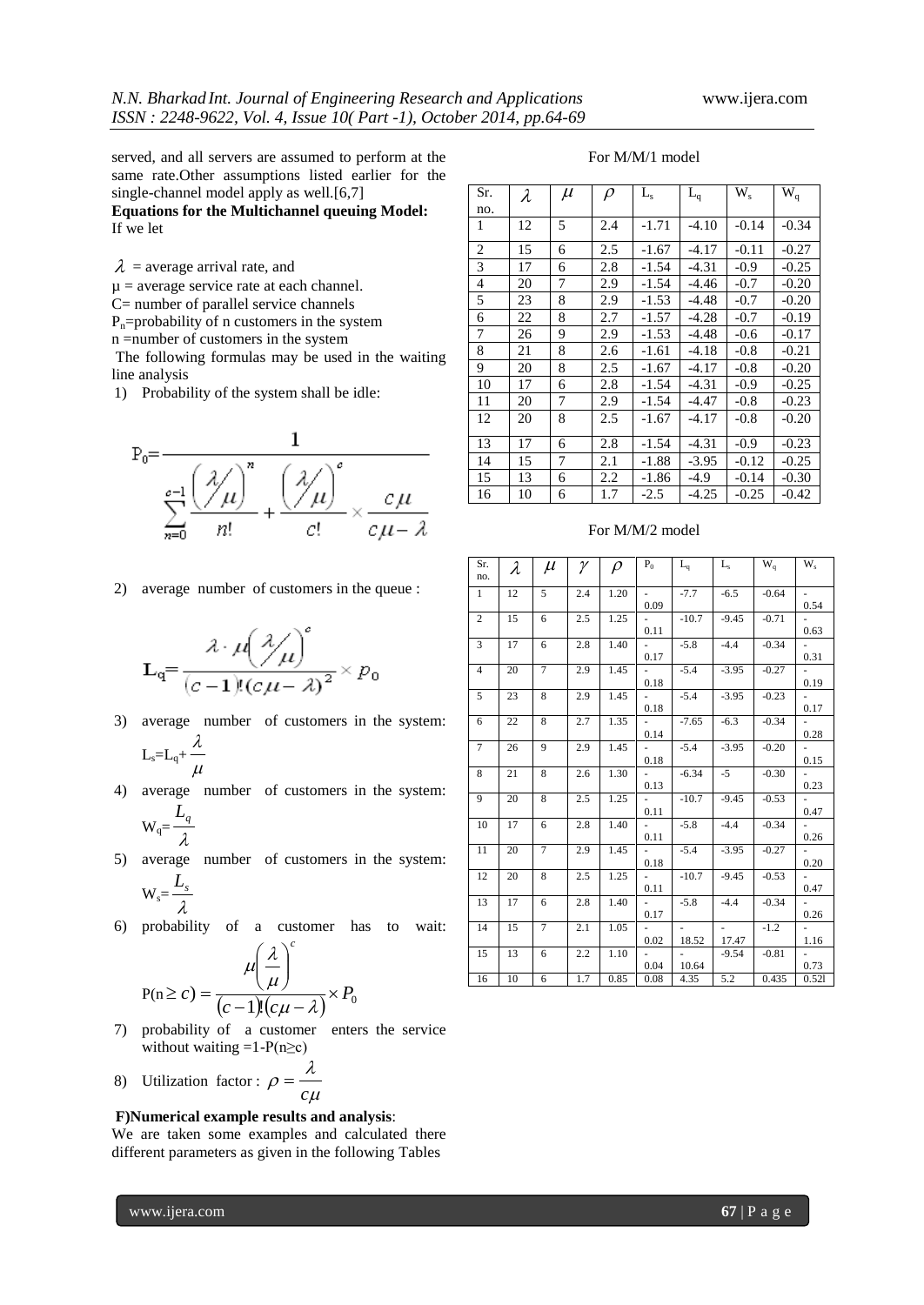served, and all servers are assumed to perform at the same rate.Other assumptions listed earlier for the single-channel model apply as well.[6,7]

**Equations for the Multichannel queuing Model:**

If we let

$\lambda$ = average arrival rate, and

$\mu$ = average service rate at each channel.

C= number of parallel service channels

$P_n$=probability of n customers in the system

n =number of customers in the system

The following formulas may be used in the waiting line analysis

1) Probability of the system shall be idle:

$$P_0 = \frac{1}{\sum_{n=0}^{c-1} \frac{\left(\lambda/\mu\right)^n}{n!} + \frac{\left(\lambda/\mu\right)^c}{c!} \times \frac{c\mu}{c\mu - \lambda}}$$

2) average number of customers in the queue :

$$L_q = \frac{\lambda \cdot \mu \left(\lambda/\mu\right)^c}{(c-1)!(c\mu - \lambda)^2} \times p_0$$

3) average number of customers in the system: $L_s = L_q + \frac{\lambda}{\mu}$

4) average number of customers in the system: $W_q = \frac{L_q}{\lambda}$

5) average number of customers in the system: $W_s = \frac{L_s}{\lambda}$

6) probability of a customer has to wait: $P(n \geq c) = \frac{\mu\left(\frac{\lambda}{\mu}\right)^c}{(c-1)!(c\mu - \lambda)} \times P_0$

7) probability of a customer enters the service without waiting =1-P(n≥c)

8) Utilization factor : $\rho = \frac{\lambda}{c\mu}$

**F)Numerical example results and analysis**:

We are taken some examples and calculated there different parameters as given in the following Tables

For M/M/1 model

| Sr. no. | $\lambda$ | $\mu$ | $\rho$ | $L_s$ | $L_q$ | $W_s$ | $W_q$ |
|---|---|---|---|---|---|---|---|
| 1 | 12 | 5 | 2.4 | -1.71 | -4.10 | -0.14 | -0.34 |
| 2 | 15 | 6 | 2.5 | -1.67 | -4.17 | -0.11 | -0.27 |
| 3 | 17 | 6 | 2.8 | -1.54 | -4.31 | -0.9 | -0.25 |
| 4 | 20 | 7 | 2.9 | -1.54 | -4.46 | -0.7 | -0.20 |
| 5 | 23 | 8 | 2.9 | -1.53 | -4.48 | -0.7 | -0.20 |
| 6 | 22 | 8 | 2.7 | -1.57 | -4.28 | -0.7 | -0.19 |
| 7 | 26 | 9 | 2.9 | -1.53 | -4.48 | -0.6 | -0.17 |
| 8 | 21 | 8 | 2.6 | -1.61 | -4.18 | -0.8 | -0.21 |
| 9 | 20 | 8 | 2.5 | -1.67 | -4.17 | -0.8 | -0.20 |
| 10 | 17 | 6 | 2.8 | -1.54 | -4.31 | -0.9 | -0.25 |
| 11 | 20 | 7 | 2.9 | -1.54 | -4.47 | -0.8 | -0.23 |
| 12 | 20 | 8 | 2.5 | -1.67 | -4.17 | -0.8 | -0.20 |
| 13 | 17 | 6 | 2.8 | -1.54 | -4.31 | -0.9 | -0.23 |
| 14 | 15 | 7 | 2.1 | -1.88 | -3.95 | -0.12 | -0.25 |
| 15 | 13 | 6 | 2.2 | -1.86 | -4.9 | -0.14 | -0.30 |
| 16 | 10 | 6 | 1.7 | -2.5 | -4.25 | -0.25 | -0.42 |

For M/M/2 model

| Sr. no. | $\lambda$ | $\mu$ | $\gamma$ | $\rho$ | $P_0$ | $L_q$ | $L_s$ | $W_q$ | $W_s$ |
|---|---|---|---|---|---|---|---|---|---|
| 1 | 12 | 5 | 2.4 | 1.20 | -0.09 | -7.7 | -6.5 | -0.64 | -0.54 |
| 2 | 15 | 6 | 2.5 | 1.25 | -0.11 | -10.7 | -9.45 | -0.71 | -0.63 |
| 3 | 17 | 6 | 2.8 | 1.40 | -0.17 | -5.8 | -4.4 | -0.34 | -0.31 |
| 4 | 20 | 7 | 2.9 | 1.45 | -0.18 | -5.4 | -3.95 | -0.27 | -0.19 |
| 5 | 23 | 8 | 2.9 | 1.45 | -0.18 | -5.4 | -3.95 | -0.23 | -0.17 |
| 6 | 22 | 8 | 2.7 | 1.35 | -0.14 | -7.65 | -6.3 | -0.34 | -0.28 |
| 7 | 26 | 9 | 2.9 | 1.45 | -0.18 | -5.4 | -3.95 | -0.20 | -0.15 |
| 8 | 21 | 8 | 2.6 | 1.30 | -0.13 | -6.34 | -5 | -0.30 | -0.23 |
| 9 | 20 | 8 | 2.5 | 1.25 | -0.11 | -10.7 | -9.45 | -0.53 | -0.47 |
| 10 | 17 | 6 | 2.8 | 1.40 | -0.11 | -5.8 | -4.4 | -0.34 | -0.26 |
| 11 | 20 | 7 | 2.9 | 1.45 | -0.18 | -5.4 | -3.95 | -0.27 | -0.20 |
| 12 | 20 | 8 | 2.5 | 1.25 | -0.11 | -10.7 | -9.45 | -0.53 | -0.47 |
| 13 | 17 | 6 | 2.8 | 1.40 | -0.17 | -5.8 | -4.4 | -0.34 | -0.26 |
| 14 | 15 | 7 | 2.1 | 1.05 | -0.02 | -18.52 | -17.47 | -1.2 | -1.16 |
| 15 | 13 | 6 | 2.2 | 1.10 | -0.04 | -10.64 | -9.54 | -0.81 | -0.73 |
| 16 | 10 | 6 | 1.7 | 0.85 | 0.08 | 4.35 | 5.2 | 0.435 | 0.52l |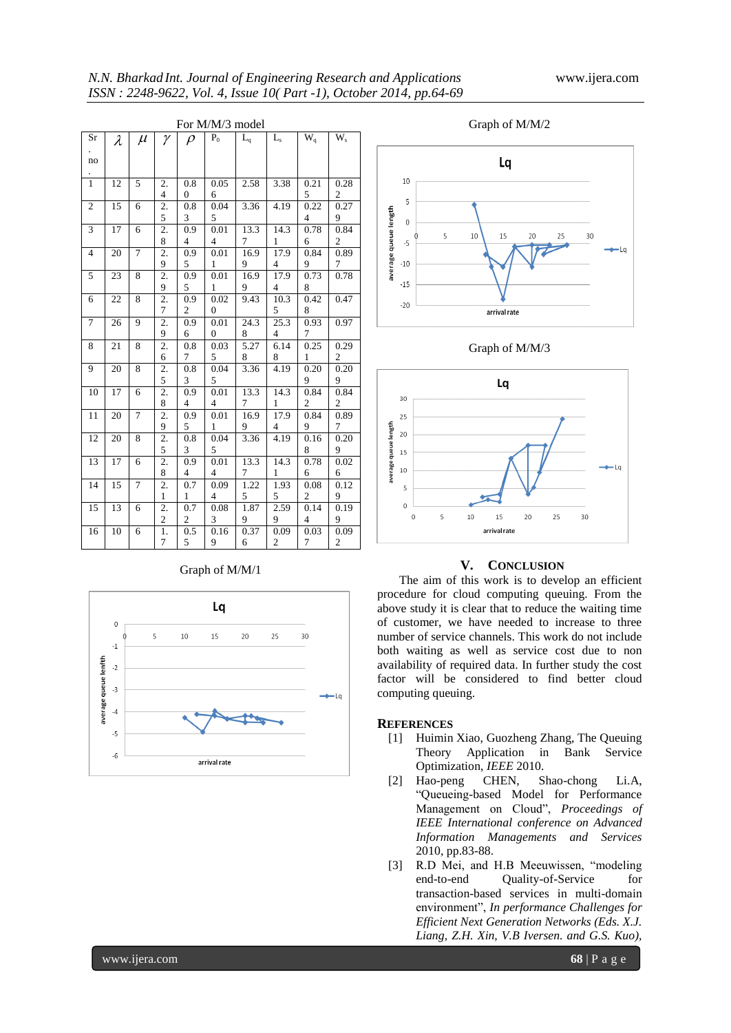For M/M/3 model

| Sr. no. | $\lambda$ | $\mu$ | $\gamma$ | $\rho$ | $P_0$ | $L_q$ | $L_s$ | $W_q$ | $W_s$ |
|---|---|---|---|---|---|---|---|---|---|
| 1 | 12 | 5 | 2.4 | 0.80 | 0.056 | 2.58 | 3.38 | 0.215 | 0.282 |
| 2 | 15 | 6 | 2.5 | 0.83 | 0.045 | 3.36 | 4.19 | 0.224 | 0.279 |
| 3 | 17 | 6 | 2.8 | 0.94 | 0.014 | 13.37 | 14.31 | 0.786 | 0.842 |
| 4 | 20 | 7 | 2.9 | 0.95 | 0.011 | 16.99 | 17.94 | 0.849 | 0.897 |
| 5 | 23 | 8 | 2.9 | 0.95 | 0.011 | 16.99 | 17.94 | 0.738 | 0.78 |
| 6 | 22 | 8 | 2.7 | 0.92 | 0.020 | 9.43 | 10.35 | 0.428 | 0.47 |
| 7 | 26 | 9 | 2.9 | 0.96 | 0.010 | 24.38 | 25.34 | 0.937 | 0.97 |
| 8 | 21 | 8 | 2.6 | 0.87 | 0.035 | 5.278 | 6.148 | 0.251 | 0.292 |
| 9 | 20 | 8 | 2.5 | 0.83 | 0.045 | 3.36 | 4.19 | 0.209 | 0.209 |
| 10 | 17 | 6 | 2.8 | 0.94 | 0.014 | 13.37 | 14.31 | 0.842 | 0.842 |
| 11 | 20 | 7 | 2.9 | 0.95 | 0.011 | 16.99 | 17.94 | 0.849 | 0.897 |
| 12 | 20 | 8 | 2.5 | 0.83 | 0.045 | 3.36 | 4.19 | 0.168 | 0.209 |
| 13 | 17 | 6 | 2.8 | 0.94 | 0.014 | 13.37 | 14.31 | 0.786 | 0.026 |
| 14 | 15 | 7 | 2.1 | 0.71 | 0.094 | 1.225 | 1.935 | 0.082 | 0.129 |
| 15 | 13 | 6 | 2.2 | 0.72 | 0.083 | 1.879 | 2.599 | 0.144 | 0.199 |
| 16 | 10 | 6 | 1.7 | 0.55 | 0.169 | 0.376 | 0.092 | 0.037 | 0.092 |

Graph of M/M/1

Graph of M/M/2

Graph of M/M/3

## V. CONCLUSION

The aim of this work is to develop an efficient procedure for cloud computing queuing. From the above study it is clear that to reduce the waiting time of customer, we have needed to increase to three number of service channels. This work do not include both waiting as well as service cost due to non availability of required data. In further study the cost factor will be considered to find better cloud computing queuing.

## REFERENCES

[1] Huimin Xiao, Guozheng Zhang, The Queuing Theory Application in Bank Service Optimization, *IEEE* 2010.

[2] Hao-peng CHEN, Shao-chong Li.A, "Queueing-based Model for Performance Management on Cloud", *Proceedings of IEEE International conference on Advanced Information Managements and Services* 2010, pp.83-88.

[3] R.D Mei, and H.B Meeuwissen, "modeling end-to-end Quality-of-Service for transaction-based services in multi-domain environment", *In performance Challenges for Efficient Next Generation Networks (Eds. X.J. Liang, Z.H. Xin, V.B Iversen. and G.S. Kuo),*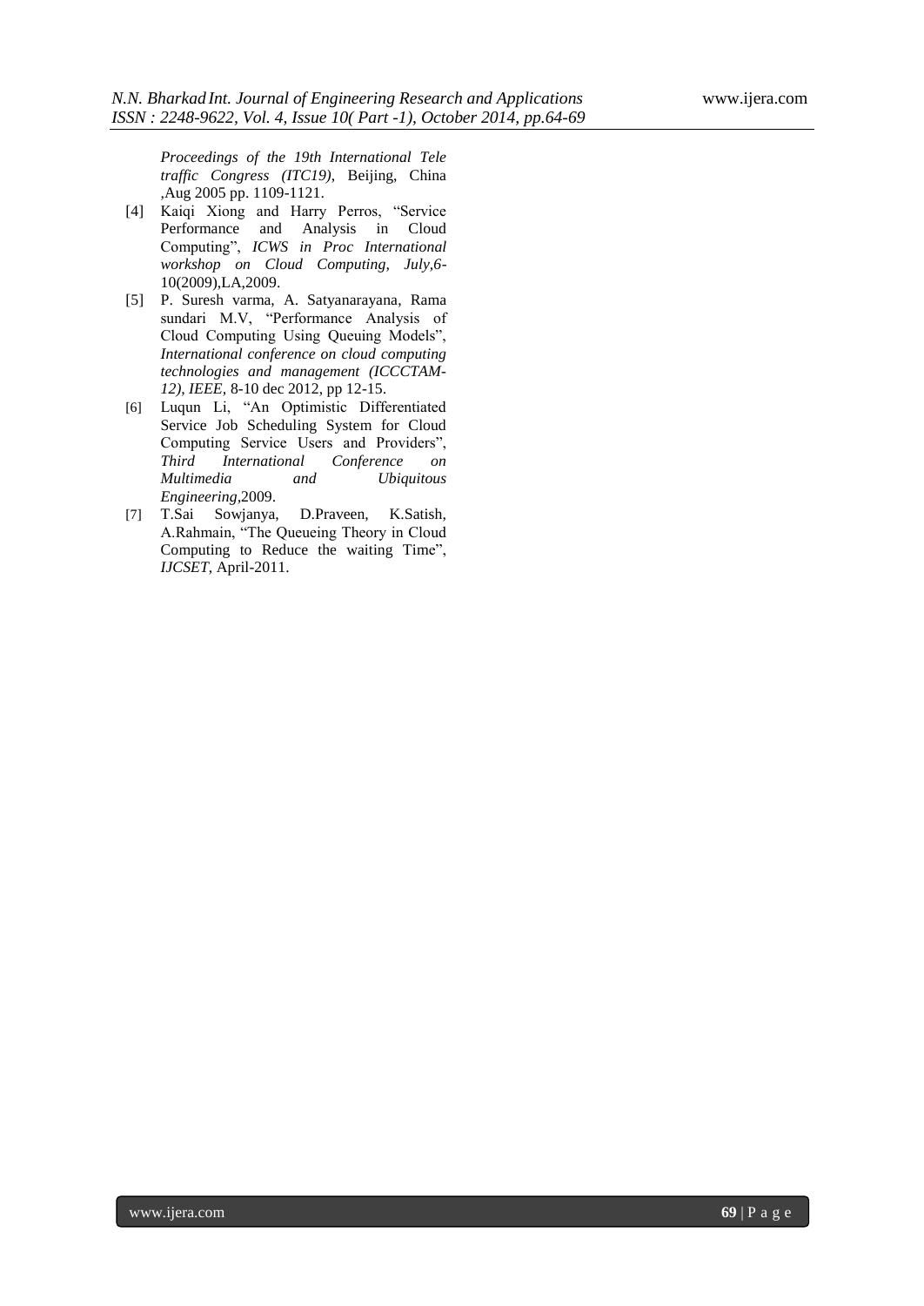*Proceedings of the 19th International Tele traffic Congress (ITC19)*, Beijing, China ,Aug 2005 pp. 1109-1121.

[4] Kaiqi Xiong and Harry Perros, "Service Performance and Analysis in Cloud Computing", *ICWS in Proc International workshop on Cloud Computing, July,6-*10(2009),LA,2009.

[5] P. Suresh varma, A. Satyanarayana, Rama sundari M.V, "Performance Analysis of Cloud Computing Using Queuing Models", *International conference on cloud computing technologies and management (ICCCTAM-12), IEEE,* 8-10 dec 2012, pp 12-15.

[6] Luqun Li, "An Optimistic Differentiated Service Job Scheduling System for Cloud Computing Service Users and Providers", *Third International Conference on Multimedia and Ubiquitous Engineering*,2009.

[7] T.Sai Sowjanya, D.Praveen, K.Satish, A.Rahmain, "The Queueing Theory in Cloud Computing to Reduce the waiting Time", *IJCSET*, April-2011.